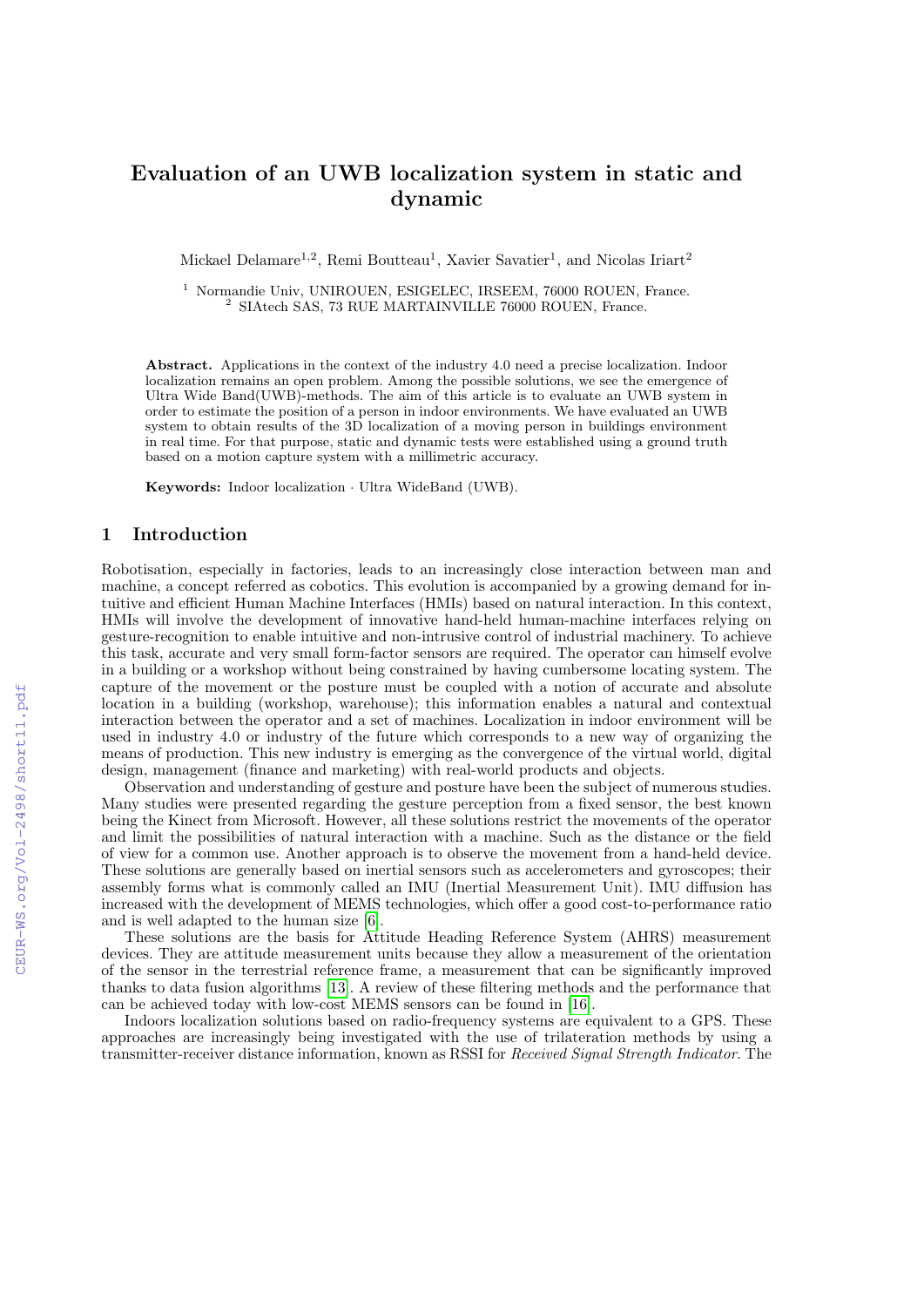# Evaluation of an UWB localization system in static and dynamic

Mickael Delamare[1,2], Remi Boutteau[1], Xavier Savatier[1], and Nicolas Iriart[2]

[1] Normandie Univ, UNIROUEN, ESIGELEC, IRSEEM, 76000 ROUEN, France.
[2] SIAtech SAS, 73 RUE MARTAINVILLE 76000 ROUEN, France.

**Abstract.** Applications in the context of the industry 4.0 need a precise localization. Indoor localization remains an open problem. Among the possible solutions, we see the emergence of Ultra Wide Band(UWB)-methods. The aim of this article is to evaluate an UWB system in order to estimate the position of a person in indoor environments. We have evaluated an UWB system to obtain results of the 3D localization of a moving person in buildings environment in real time. For that purpose, static and dynamic tests were established using a ground truth based on a motion capture system with a millimetric accuracy.

**Keywords:** Indoor localization · Ultra WideBand (UWB).

## 1 Introduction

Robotisation, especially in factories, leads to an increasingly close interaction between man and machine, a concept referred as cobotics. This evolution is accompanied by a growing demand for intuitive and efficient Human Machine Interfaces (HMIs) based on natural interaction. In this context, HMIs will involve the development of innovative hand-held human-machine interfaces relying on gesture-recognition to enable intuitive and non-intrusive control of industrial machinery. To achieve this task, accurate and very small form-factor sensors are required. The operator can himself evolve in a building or a workshop without being constrained by having cumbersome locating system. The capture of the movement or the posture must be coupled with a notion of accurate and absolute location in a building (workshop, warehouse); this information enables a natural and contextual interaction between the operator and a set of machines. Localization in indoor environment will be used in industry 4.0 or industry of the future which corresponds to a new way of organizing the means of production. This new industry is emerging as the convergence of the virtual world, digital design, management (finance and marketing) with real-world products and objects.

Observation and understanding of gesture and posture have been the subject of numerous studies. Many studies were presented regarding the gesture perception from a fixed sensor, the best known being the Kinect from Microsoft. However, all these solutions restrict the movements of the operator and limit the possibilities of natural interaction with a machine. Such as the distance or the field of view for a common use. Another approach is to observe the movement from a hand-held device. These solutions are generally based on inertial sensors such as accelerometers and gyroscopes; their assembly forms what is commonly called an IMU (Inertial Measurement Unit). IMU diffusion has increased with the development of MEMS technologies, which offer a good cost-to-performance ratio and is well adapted to the human size [6].

These solutions are the basis for Attitude Heading Reference System (AHRS) measurement devices. They are attitude measurement units because they allow a measurement of the orientation of the sensor in the terrestrial reference frame, a measurement that can be significantly improved thanks to data fusion algorithms [13]. A review of these filtering methods and the performance that can be achieved today with low-cost MEMS sensors can be found in [16].

Indoors localization solutions based on radio-frequency systems are equivalent to a GPS. These approaches are increasingly being investigated with the use of trilateration methods by using a transmitter-receiver distance information, known as RSSI for *Received Signal Strength Indicator*. The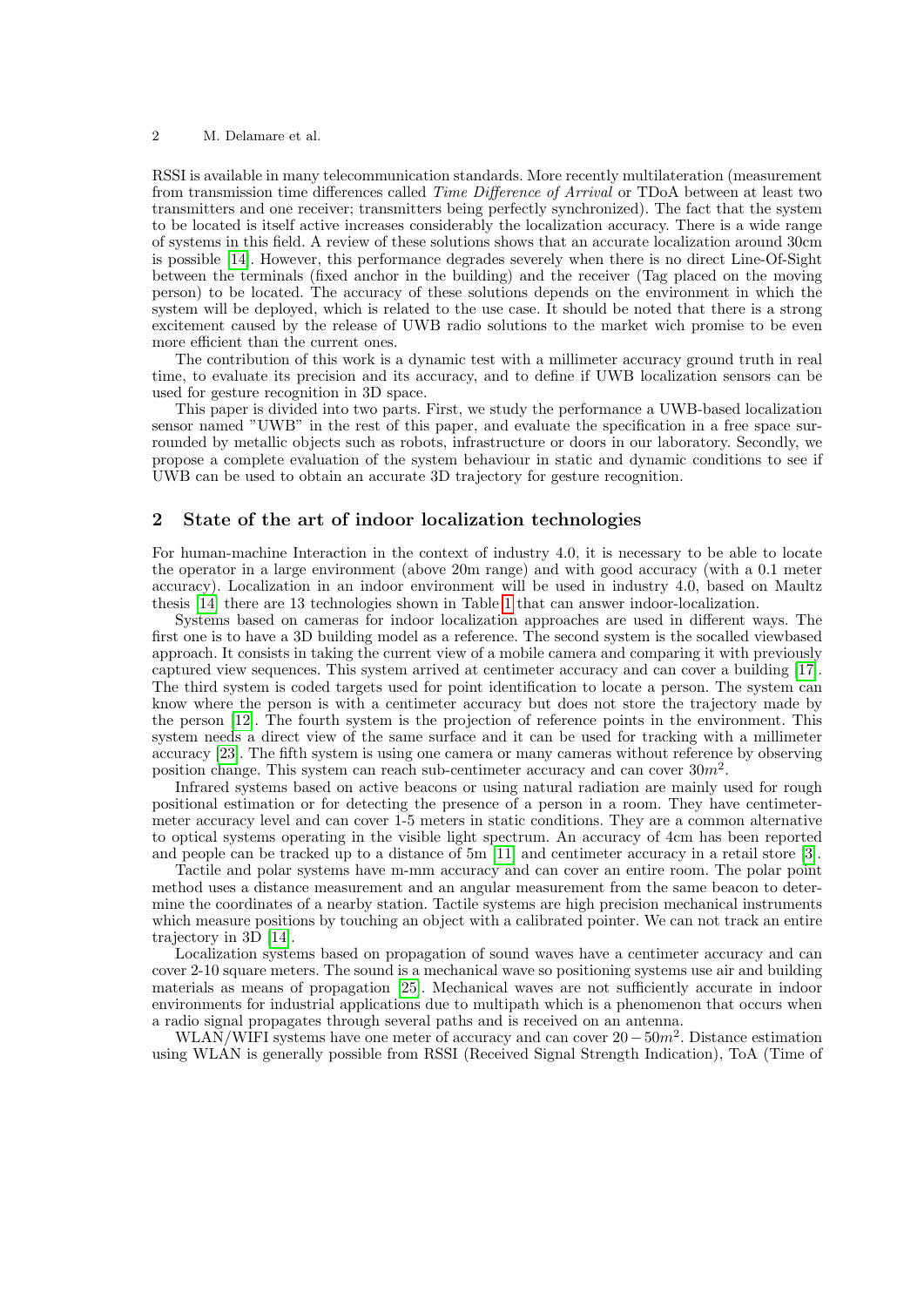RSSI is available in many telecommunication standards. More recently multilateration (measurement from transmission time differences called *Time Difference of Arrival* or TDoA between at least two transmitters and one receiver; transmitters being perfectly synchronized). The fact that the system to be located is itself active increases considerably the localization accuracy. There is a wide range of systems in this field. A review of these solutions shows that an accurate localization around 30cm is possible [14]. However, this performance degrades severely when there is no direct Line-Of-Sight between the terminals (fixed anchor in the building) and the receiver (Tag placed on the moving person) to be located. The accuracy of these solutions depends on the environment in which the system will be deployed, which is related to the use case. It should be noted that there is a strong excitement caused by the release of UWB radio solutions to the market wich promise to be even more efficient than the current ones.

The contribution of this work is a dynamic test with a millimeter accuracy ground truth in real time, to evaluate its precision and its accuracy, and to define if UWB localization sensors can be used for gesture recognition in 3D space.

This paper is divided into two parts. First, we study the performance a UWB-based localization sensor named "UWB" in the rest of this paper, and evaluate the specification in a free space surrounded by metallic objects such as robots, infrastructure or doors in our laboratory. Secondly, we propose a complete evaluation of the system behaviour in static and dynamic conditions to see if UWB can be used to obtain an accurate 3D trajectory for gesture recognition.

## 2 State of the art of indoor localization technologies

For human-machine Interaction in the context of industry 4.0, it is necessary to be able to locate the operator in a large environment (above 20m range) and with good accuracy (with a 0.1 meter accuracy). Localization in an indoor environment will be used in industry 4.0, based on Maultz thesis [14] there are 13 technologies shown in Table 1 that can answer indoor-localization.

Systems based on cameras for indoor localization approaches are used in different ways. The first one is to have a 3D building model as a reference. The second system is the socalled viewbased approach. It consists in taking the current view of a mobile camera and comparing it with previously captured view sequences. This system arrived at centimeter accuracy and can cover a building [17]. The third system is coded targets used for point identification to locate a person. The system can know where the person is with a centimeter accuracy but does not store the trajectory made by the person [12]. The fourth system is the projection of reference points in the environment. This system needs a direct view of the same surface and it can be used for tracking with a millimeter accuracy [23]. The fifth system is using one camera or many cameras without reference by observing position change. This system can reach sub-centimeter accuracy and can cover $30m^2$.

Infrared systems based on active beacons or using natural radiation are mainly used for rough positional estimation or for detecting the presence of a person in a room. They have centimeter-meter accuracy level and can cover 1-5 meters in static conditions. They are a common alternative to optical systems operating in the visible light spectrum. An accuracy of 4cm has been reported and people can be tracked up to a distance of 5m [11] and centimeter accuracy in a retail store [3].

Tactile and polar systems have m-mm accuracy and can cover an entire room. The polar point method uses a distance measurement and an angular measurement from the same beacon to determine the coordinates of a nearby station. Tactile systems are high precision mechanical instruments which measure positions by touching an object with a calibrated pointer. We can not track an entire trajectory in 3D [14].

Localization systems based on propagation of sound waves have a centimeter accuracy and can cover 2-10 square meters. The sound is a mechanical wave so positioning systems use air and building materials as means of propagation [25]. Mechanical waves are not sufficiently accurate in indoor environments for industrial applications due to multipath which is a phenomenon that occurs when a radio signal propagates through several paths and is received on an antenna.

WLAN/WIFI systems have one meter of accuracy and can cover $20-50m^2$. Distance estimation using WLAN is generally possible from RSSI (Received Signal Strength Indication), ToA (Time of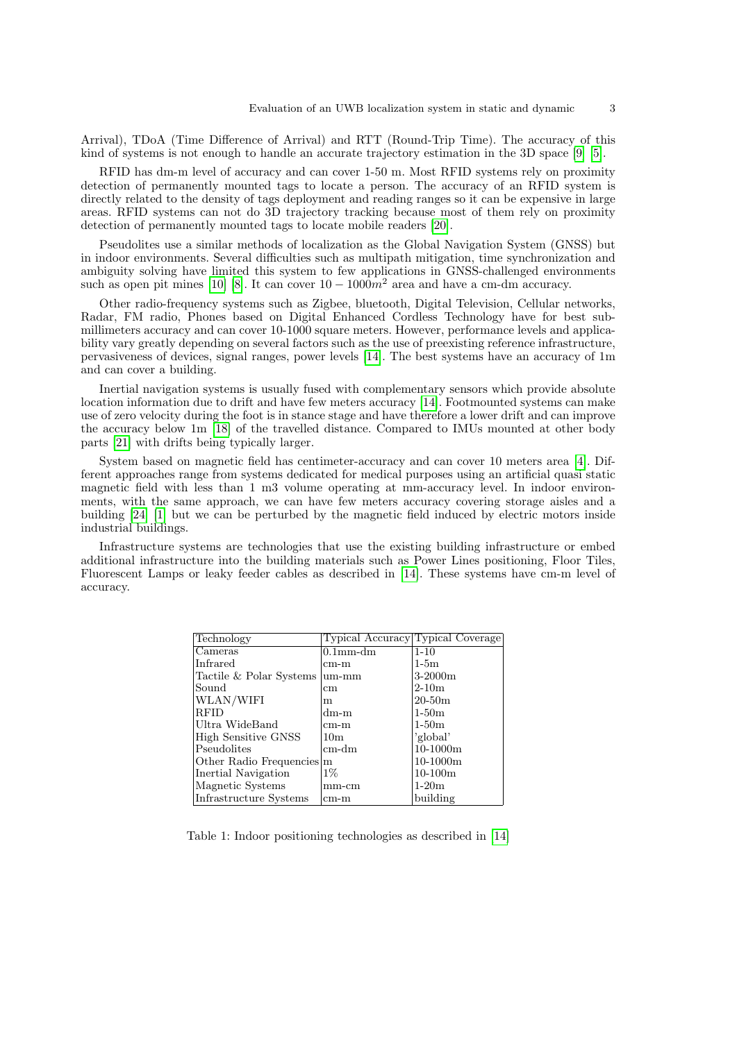Arrival), TDoA (Time Difference of Arrival) and RTT (Round-Trip Time). The accuracy of this kind of systems is not enough to handle an accurate trajectory estimation in the 3D space [9] [5].

RFID has dm-m level of accuracy and can cover 1-50 m. Most RFID systems rely on proximity detection of permanently mounted tags to locate a person. The accuracy of an RFID system is directly related to the density of tags deployment and reading ranges so it can be expensive in large areas. RFID systems can not do 3D trajectory tracking because most of them rely on proximity detection of permanently mounted tags to locate mobile readers [20].

Pseudolites use a similar methods of localization as the Global Navigation System (GNSS) but in indoor environments. Several difficulties such as multipath mitigation, time synchronization and ambiguity solving have limited this system to few applications in GNSS-challenged environments such as open pit mines [10] [8]. It can cover $10 - 1000m^2$ area and have a cm-dm accuracy.

Other radio-frequency systems such as Zigbee, bluetooth, Digital Television, Cellular networks, Radar, FM radio, Phones based on Digital Enhanced Cordless Technology have for best sub-millimeters accuracy and can cover 10-1000 square meters. However, performance levels and applicability vary greatly depending on several factors such as the use of preexisting reference infrastructure, pervasiveness of devices, signal ranges, power levels [14]. The best systems have an accuracy of 1m and can cover a building.

Inertial navigation systems is usually fused with complementary sensors which provide absolute location information due to drift and have few meters accuracy [14]. Footmounted systems can make use of zero velocity during the foot is in stance stage and have therefore a lower drift and can improve the accuracy below 1m [18] of the travelled distance. Compared to IMUs mounted at other body parts [21] with drifts being typically larger.

System based on magnetic field has centimeter-accuracy and can cover 10 meters area [4]. Different approaches range from systems dedicated for medical purposes using an artificial quasi static magnetic field with less than 1 m3 volume operating at mm-accuracy level. In indoor environments, with the same approach, we can have few meters accuracy covering storage aisles and a building [24] [1] but we can be perturbed by the magnetic field induced by electric motors inside industrial buildings.

Infrastructure systems are technologies that use the existing building infrastructure or embed additional infrastructure into the building materials such as Power Lines positioning, Floor Tiles, Fluorescent Lamps or leaky feeder cables as described in [14]. These systems have cm-m level of accuracy.

| Technology | Typical Accuracy | Typical Coverage |
|---|---|---|
| Cameras | 0.1mm-dm | 1-10 |
| Infrared | cm-m | 1-5m |
| Tactile & Polar Systems | um-mm | 3-2000m |
| Sound | cm | 2-10m |
| WLAN/WIFI | m | 20-50m |
| RFID | dm-m | 1-50m |
| Ultra WideBand | cm-m | 1-50m |
| High Sensitive GNSS | 10m | 'global' |
| Pseudolites | cm-dm | 10-1000m |
| Other Radio Frequencies | m | 10-1000m |
| Inertial Navigation | 1% | 10-100m |
| Magnetic Systems | mm-cm | 1-20m |
| Infrastructure Systems | cm-m | building |

Table 1: Indoor positioning technologies as described in [14]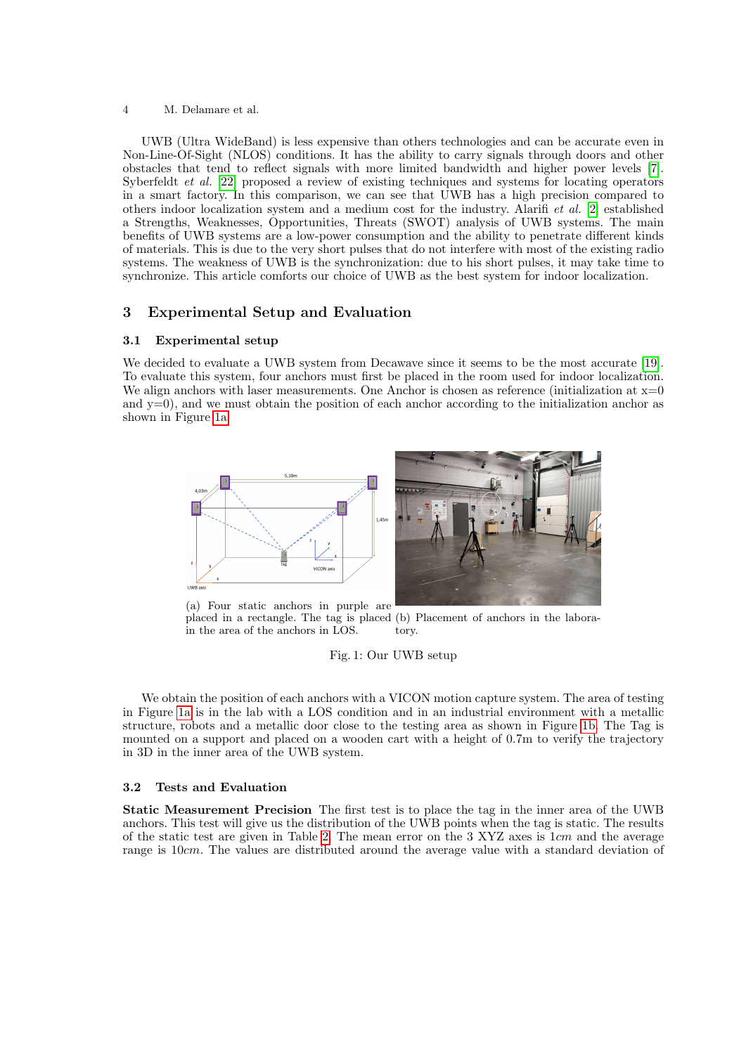UWB (Ultra WideBand) is less expensive than others technologies and can be accurate even in Non-Line-Of-Sight (NLOS) conditions. It has the ability to carry signals through doors and other obstacles that tend to reflect signals with more limited bandwidth and higher power levels [7]. Syberfeldt *et al.* [22] proposed a review of existing techniques and systems for locating operators in a smart factory. In this comparison, we can see that UWB has a high precision compared to others indoor localization system and a medium cost for the industry. Alarifi *et al.* [2] established a Strengths, Weaknesses, Opportunities, Threats (SWOT) analysis of UWB systems. The main benefits of UWB systems are a low-power consumption and the ability to penetrate different kinds of materials. This is due to the very short pulses that do not interfere with most of the existing radio systems. The weakness of UWB is the synchronization: due to his short pulses, it may take time to synchronize. This article comforts our choice of UWB as the best system for indoor localization.

## 3 Experimental Setup and Evaluation

### 3.1 Experimental setup

We decided to evaluate a UWB system from Decawave since it seems to be the most accurate [19]. To evaluate this system, four anchors must first be placed in the room used for indoor localization. We align anchors with laser measurements. One Anchor is chosen as reference (initialization at x=0 and y=0), and we must obtain the position of each anchor according to the initialization anchor as shown in Figure 1a.

(a) Four static anchors in purple are placed in a rectangle. The tag is placed in the area of the anchors in LOS.

(b) Placement of anchors in the laboratory.

Fig. 1: Our UWB setup

We obtain the position of each anchors with a VICON motion capture system. The area of testing in Figure 1a is in the lab with a LOS condition and in an industrial environment with a metallic structure, robots and a metallic door close to the testing area as shown in Figure 1b. The Tag is mounted on a support and placed on a wooden cart with a height of 0.7m to verify the trajectory in 3D in the inner area of the UWB system.

### 3.2 Tests and Evaluation

**Static Measurement Precision** The first test is to place the tag in the inner area of the UWB anchors. This test will give us the distribution of the UWB points when the tag is static. The results of the static test are given in Table 2. The mean error on the 3 XYZ axes is $1cm$ and the average range is $10cm$. The values are distributed around the average value with a standard deviation of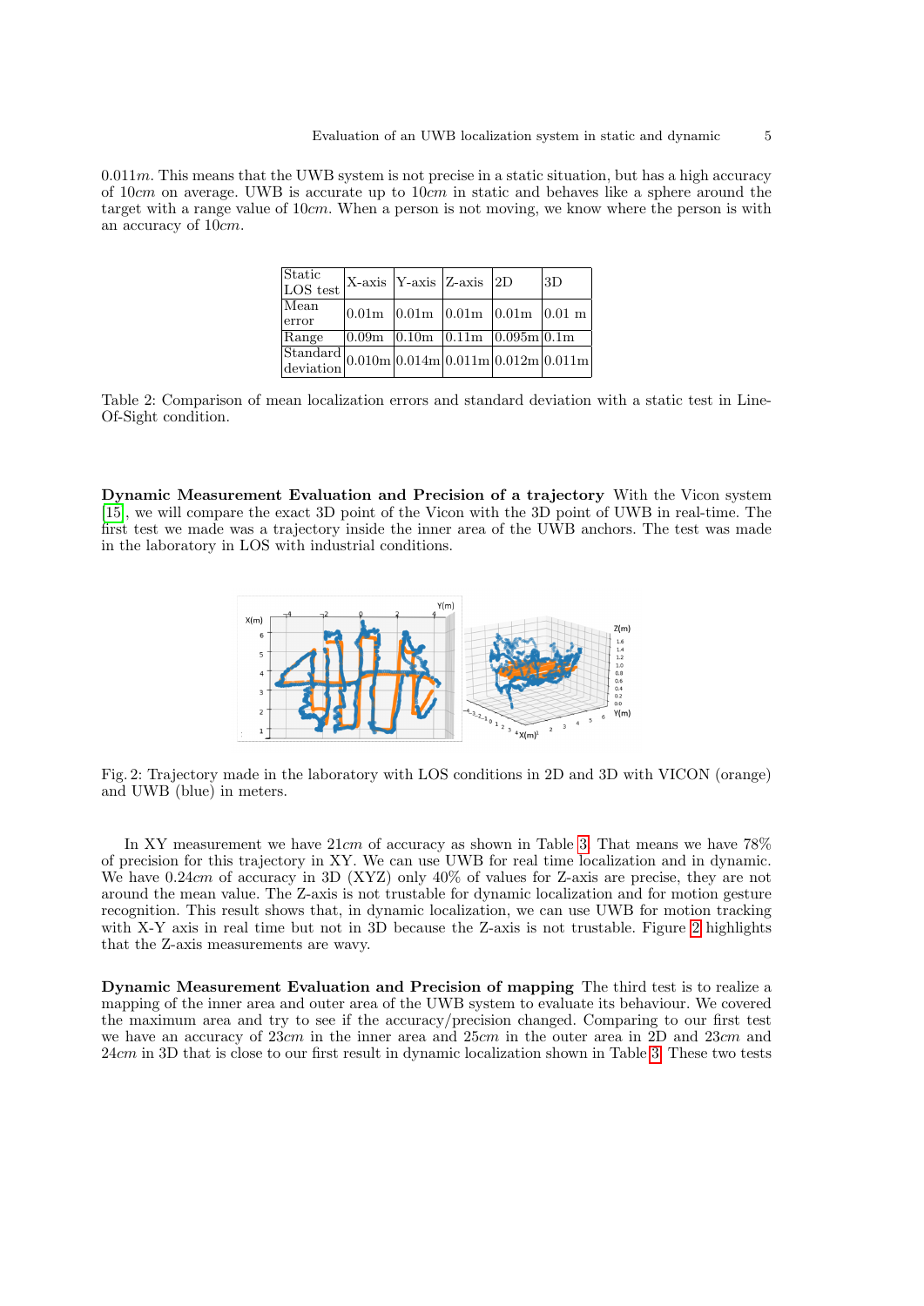$0.011m$. This means that the UWB system is not precise in a static situation, but has a high accuracy of $10cm$ on average. UWB is accurate up to $10cm$ in static and behaves like a sphere around the target with a range value of $10cm$. When a person is not moving, we know where the person is with an accuracy of $10cm$.

| Static LOS test | X-axis | Y-axis | Z-axis | 2D | 3D |
|---|---|---|---|---|---|
| Mean error | 0.01m | 0.01m | 0.01m | 0.01m | 0.01 m |
| Range | 0.09m | 0.10m | 0.11m | 0.095m | 0.1m |
| Standard deviation | 0.010m | 0.014m | 0.011m | 0.012m | 0.011m |

Table 2: Comparison of mean localization errors and standard deviation with a static test in Line-Of-Sight condition.

**Dynamic Measurement Evaluation and Precision of a trajectory** With the Vicon system [15], we will compare the exact 3D point of the Vicon with the 3D point of UWB in real-time. The first test we made was a trajectory inside the inner area of the UWB anchors. The test was made in the laboratory in LOS with industrial conditions.

Fig. 2: Trajectory made in the laboratory with LOS conditions in 2D and 3D with VICON (orange) and UWB (blue) in meters.

In XY measurement we have $21cm$ of accuracy as shown in Table 3. That means we have 78% of precision for this trajectory in XY. We can use UWB for real time localization and in dynamic. We have $0.24cm$ of accuracy in 3D (XYZ) only 40% of values for Z-axis are precise, they are not around the mean value. The Z-axis is not trustable for dynamic localization and for motion gesture recognition. This result shows that, in dynamic localization, we can use UWB for motion tracking with X-Y axis in real time but not in 3D because the Z-axis is not trustable. Figure 2 highlights that the Z-axis measurements are wavy.

**Dynamic Measurement Evaluation and Precision of mapping** The third test is to realize a mapping of the inner area and outer area of the UWB system to evaluate its behaviour. We covered the maximum area and try to see if the accuracy/precision changed. Comparing to our first test we have an accuracy of $23cm$ in the inner area and $25cm$ in the outer area in 2D and $23cm$ and $24cm$ in 3D that is close to our first result in dynamic localization shown in Table 3. These two tests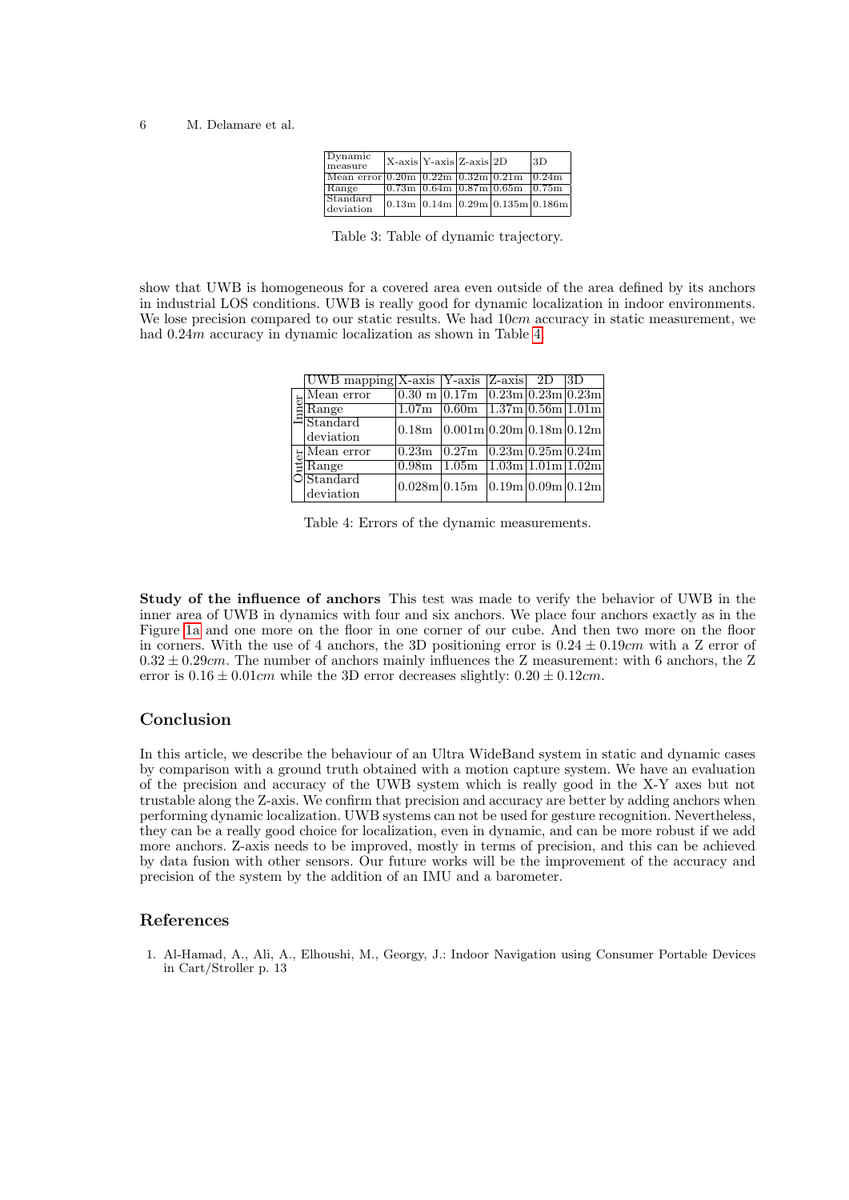| Dynamic measure | X-axis | Y-axis | Z-axis | 2D | 3D |
|---|---|---|---|---|---|
| Mean error | 0.20m | 0.22m | 0.32m | 0.21m | 0.24m |
| Range | 0.73m | 0.64m | 0.87m | 0.65m | 0.75m |
| Standard deviation | 0.13m | 0.14m | 0.29m | 0.135m | 0.186m |

Table 3: Table of dynamic trajectory.

show that UWB is homogeneous for a covered area even outside of the area defined by its anchors in industrial LOS conditions. UWB is really good for dynamic localization in indoor environments. We lose precision compared to our static results. We had $10cm$ accuracy in static measurement, we had $0.24m$ accuracy in dynamic localization as shown in Table 4.

| | UWB mapping | X-axis | Y-axis | Z-axis | 2D | 3D |
|---|---|---|---|---|---|---|
| Inner | Mean error | 0.30 m | 0.17m | 0.23m | 0.23m | 0.23m |
| | Range | 1.07m | 0.60m | 1.37m | 0.56m | 1.01m |
| | Standard deviation | 0.18m | 0.001m | 0.20m | 0.18m | 0.12m |
| Outer | Mean error | 0.23m | 0.27m | 0.23m | 0.25m | 0.24m |
| | Range | 0.98m | 1.05m | 1.03m | 1.01m | 1.02m |
| | Standard deviation | 0.028m | 0.15m | 0.19m | 0.09m | 0.12m |

Table 4: Errors of the dynamic measurements.

**Study of the influence of anchors** This test was made to verify the behavior of UWB in the inner area of UWB in dynamics with four and six anchors. We place four anchors exactly as in the Figure 1a and one more on the floor in one corner of our cube. And then two more on the floor in corners. With the use of 4 anchors, the 3D positioning error is $0.24 \pm 0.19cm$ with a Z error of $0.32 \pm 0.29cm$. The number of anchors mainly influences the Z measurement: with 6 anchors, the Z error is $0.16 \pm 0.01cm$ while the 3D error decreases slightly: $0.20 \pm 0.12cm$.

## Conclusion

In this article, we describe the behaviour of an Ultra WideBand system in static and dynamic cases by comparison with a ground truth obtained with a motion capture system. We have an evaluation of the precision and accuracy of the UWB system which is really good in the X-Y axes but not trustable along the Z-axis. We confirm that precision and accuracy are better by adding anchors when performing dynamic localization. UWB systems can not be used for gesture recognition. Nevertheless, they can be a really good choice for localization, even in dynamic, and can be more robust if we add more anchors. Z-axis needs to be improved, mostly in terms of precision, and this can be achieved by data fusion with other sensors. Our future works will be the improvement of the accuracy and precision of the system by the addition of an IMU and a barometer.

## References

1. Al-Hamad, A., Ali, A., Elhoushi, M., Georgy, J.: Indoor Navigation using Consumer Portable Devices in Cart/Stroller p. 13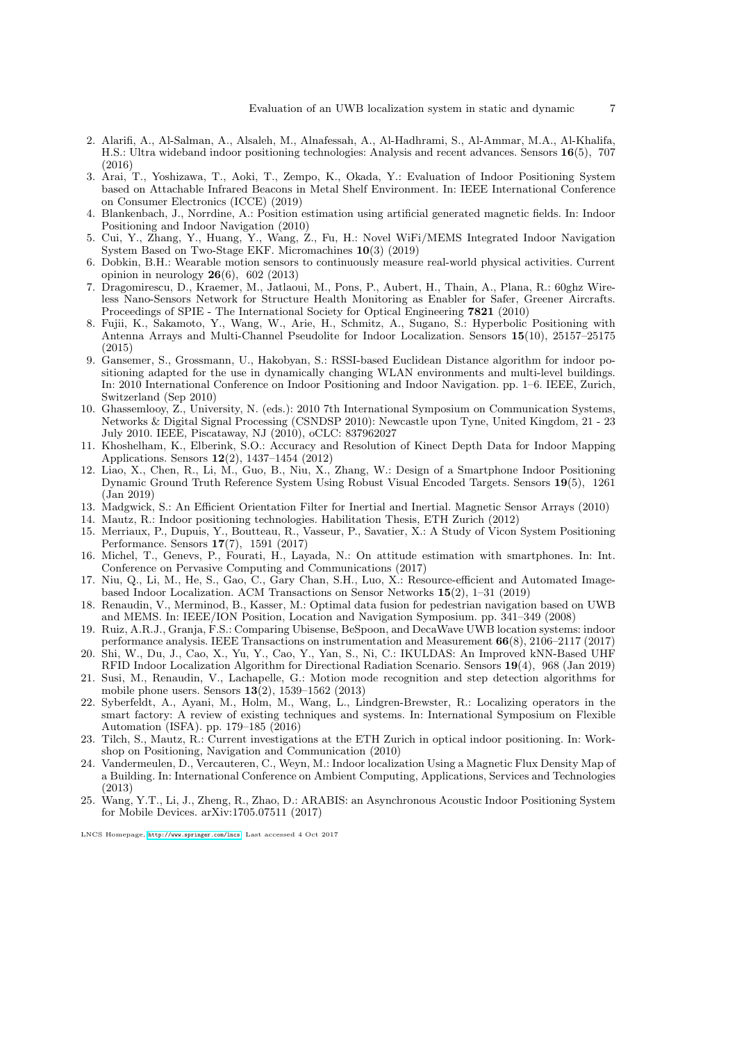2. Alarifi, A., Al-Salman, A., Alsaleh, M., Alnafessah, A., Al-Hadhrami, S., Al-Ammar, M.A., Al-Khalifa, H.S.: Ultra wideband indoor positioning technologies: Analysis and recent advances. Sensors **16**(5), 707 (2016)
3. Arai, T., Yoshizawa, T., Aoki, T., Zempo, K., Okada, Y.: Evaluation of Indoor Positioning System based on Attachable Infrared Beacons in Metal Shelf Environment. In: IEEE International Conference on Consumer Electronics (ICCE) (2019)
4. Blankenbach, J., Norrdine, A.: Position estimation using artificial generated magnetic fields. In: Indoor Positioning and Indoor Navigation (2010)
5. Cui, Y., Zhang, Y., Huang, Y., Wang, Z., Fu, H.: Novel WiFi/MEMS Integrated Indoor Navigation System Based on Two-Stage EKF. Micromachines **10**(3) (2019)
6. Dobkin, B.H.: Wearable motion sensors to continuously measure real-world physical activities. Current opinion in neurology **26**(6), 602 (2013)
7. Dragomirescu, D., Kraemer, M., Jatlaoui, M., Pons, P., Aubert, H., Thain, A., Plana, R.: 60ghz Wireless Nano-Sensors Network for Structure Health Monitoring as Enabler for Safer, Greener Aircrafts. Proceedings of SPIE - The International Society for Optical Engineering **7821** (2010)
8. Fujii, K., Sakamoto, Y., Wang, W., Arie, H., Schmitz, A., Sugano, S.: Hyperbolic Positioning with Antenna Arrays and Multi-Channel Pseudolite for Indoor Localization. Sensors **15**(10), 25157–25175 (2015)
9. Gansemer, S., Grossmann, U., Hakobyan, S.: RSSI-based Euclidean Distance algorithm for indoor positioning adapted for the use in dynamically changing WLAN environments and multi-level buildings. In: 2010 International Conference on Indoor Positioning and Indoor Navigation. pp. 1–6. IEEE, Zurich, Switzerland (Sep 2010)
10. Ghassemlooy, Z., University, N. (eds.): 2010 7th International Symposium on Communication Systems, Networks & Digital Signal Processing (CSNDSP 2010): Newcastle upon Tyne, United Kingdom, 21 - 23 July 2010. IEEE, Piscataway, NJ (2010), oCLC: 837962027
11. Khoshelham, K., Elberink, S.O.: Accuracy and Resolution of Kinect Depth Data for Indoor Mapping Applications. Sensors **12**(2), 1437–1454 (2012)
12. Liao, X., Chen, R., Li, M., Guo, B., Niu, X., Zhang, W.: Design of a Smartphone Indoor Positioning Dynamic Ground Truth Reference System Using Robust Visual Encoded Targets. Sensors **19**(5), 1261 (Jan 2019)
13. Madgwick, S.: An Efficient Orientation Filter for Inertial and Inertial. Magnetic Sensor Arrays (2010)
14. Mautz, R.: Indoor positioning technologies. Habilitation Thesis, ETH Zurich (2012)
15. Merriaux, P., Dupuis, Y., Boutteau, R., Vasseur, P., Savatier, X.: A Study of Vicon System Positioning Performance. Sensors **17**(7), 1591 (2017)
16. Michel, T., Genevs, P., Fourati, H., Layada, N.: On attitude estimation with smartphones. In: Int. Conference on Pervasive Computing and Communications (2017)
17. Niu, Q., Li, M., He, S., Gao, C., Gary Chan, S.H., Luo, X.: Resource-efficient and Automated Image-based Indoor Localization. ACM Transactions on Sensor Networks **15**(2), 1–31 (2019)
18. Renaudin, V., Merminod, B., Kasser, M.: Optimal data fusion for pedestrian navigation based on UWB and MEMS. In: IEEE/ION Position, Location and Navigation Symposium. pp. 341–349 (2008)
19. Ruiz, A.R.J., Granja, F.S.: Comparing Ubisense, BeSpoon, and DecaWave UWB location systems: indoor performance analysis. IEEE Transactions on instrumentation and Measurement **66**(8), 2106–2117 (2017)
20. Shi, W., Du, J., Cao, X., Yu, Y., Cao, Y., Yan, S., Ni, C.: IKULDAS: An Improved kNN-Based UHF RFID Indoor Localization Algorithm for Directional Radiation Scenario. Sensors **19**(4), 968 (Jan 2019)
21. Susi, M., Renaudin, V., Lachapelle, G.: Motion mode recognition and step detection algorithms for mobile phone users. Sensors **13**(2), 1539–1562 (2013)
22. Syberfeldt, A., Ayani, M., Holm, M., Wang, L., Lindgren-Brewster, R.: Localizing operators in the smart factory: A review of existing techniques and systems. In: International Symposium on Flexible Automation (ISFA). pp. 179–185 (2016)
23. Tilch, S., Mautz, R.: Current investigations at the ETH Zurich in optical indoor positioning. In: Workshop on Positioning, Navigation and Communication (2010)
24. Vandermeulen, D., Vercauteren, C., Weyn, M.: Indoor localization Using a Magnetic Flux Density Map of a Building. In: International Conference on Ambient Computing, Applications, Services and Technologies (2013)
25. Wang, Y.T., Li, J., Zheng, R., Zhao, D.: ARABIS: an Asynchronous Acoustic Indoor Positioning System for Mobile Devices. arXiv:1705.07511 (2017)

LNCS Homepage, http://www.springer.com/lncs, Last accessed 4 Oct 2017